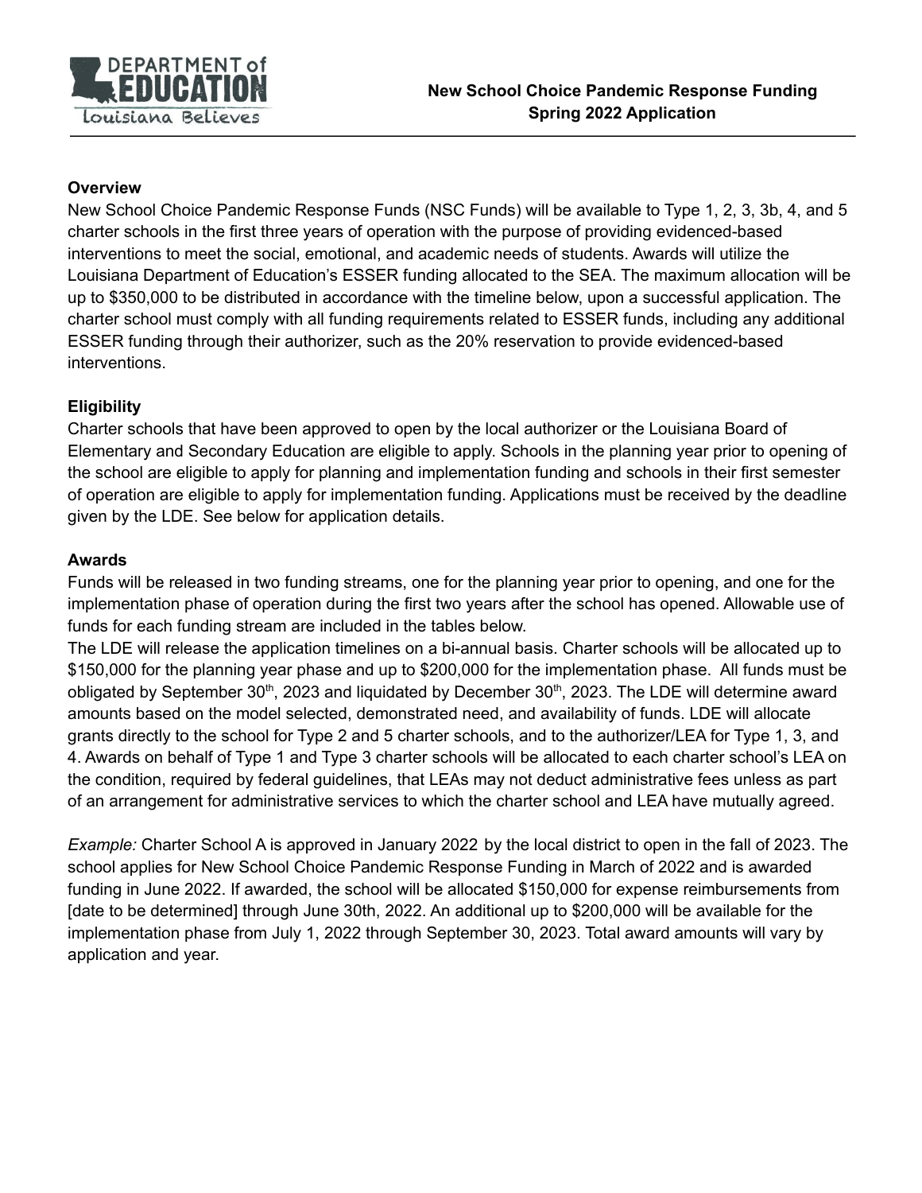# New School Choice Pandemic Response Funding
# Spring 2022 Application

**Overview**

New School Choice Pandemic Response Funds (NSC Funds) will be available to Type 1, 2, 3, 3b, 4, and 5 charter schools in the first three years of operation with the purpose of providing evidenced-based interventions to meet the social, emotional, and academic needs of students. Awards will utilize the Louisiana Department of Education's ESSER funding allocated to the SEA. The maximum allocation will be up to $350,000 to be distributed in accordance with the timeline below, upon a successful application. The charter school must comply with all funding requirements related to ESSER funds, including any additional ESSER funding through their authorizer, such as the 20% reservation to provide evidenced-based interventions.

**Eligibility**

Charter schools that have been approved to open by the local authorizer or the Louisiana Board of Elementary and Secondary Education are eligible to apply. Schools in the planning year prior to opening of the school are eligible to apply for planning and implementation funding and schools in their first semester of operation are eligible to apply for implementation funding. Applications must be received by the deadline given by the LDE. See below for application details.

**Awards**

Funds will be released in two funding streams, one for the planning year prior to opening, and one for the implementation phase of operation during the first two years after the school has opened. Allowable use of funds for each funding stream are included in the tables below.

The LDE will release the application timelines on a bi-annual basis. Charter schools will be allocated up to $150,000 for the planning year phase and up to $200,000 for the implementation phase. All funds must be obligated by September 30th, 2023 and liquidated by December 30th, 2023. The LDE will determine award amounts based on the model selected, demonstrated need, and availability of funds. LDE will allocate grants directly to the school for Type 2 and 5 charter schools, and to the authorizer/LEA for Type 1, 3, and 4. Awards on behalf of Type 1 and Type 3 charter schools will be allocated to each charter school's LEA on the condition, required by federal guidelines, that LEAs may not deduct administrative fees unless as part of an arrangement for administrative services to which the charter school and LEA have mutually agreed.

*Example:* Charter School A is approved in January 2022 by the local district to open in the fall of 2023. The school applies for New School Choice Pandemic Response Funding in March of 2022 and is awarded funding in June 2022. If awarded, the school will be allocated $150,000 for expense reimbursements from [date to be determined] through June 30th, 2022. An additional up to $200,000 will be available for the implementation phase from July 1, 2022 through September 30, 2023. Total award amounts will vary by application and year.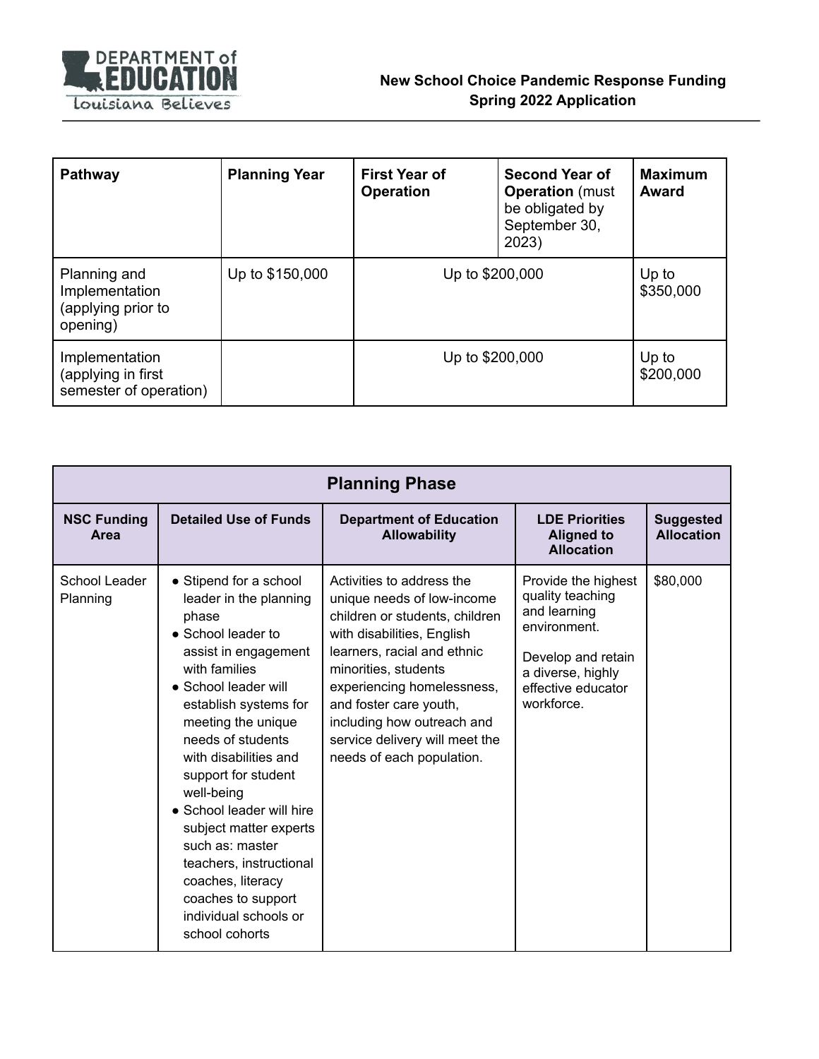| Pathway | Planning Year | First Year of Operation | Second Year of Operation (must be obligated by September 30, 2023) | Maximum Award |
|---|---|---|---|---|
| Planning and Implementation (applying prior to opening) | Up to $150,000 | Up to $200,000 | | Up to $350,000 |
| Implementation (applying in first semester of operation) | | Up to $200,000 | | Up to $200,000 |

| Planning Phase | | | | |
|---|---|---|---|---|
| **NSC Funding Area** | **Detailed Use of Funds** | **Department of Education Allowability** | **LDE Priorities Aligned to Allocation** | **Suggested Allocation** |
| School Leader Planning | • Stipend for a school leader in the planning phase<br>• School leader to assist in engagement with families<br>• School leader will establish systems for meeting the unique needs of students with disabilities and support for student well-being<br>• School leader will hire subject matter experts such as: master teachers, instructional coaches, literacy coaches to support individual schools or school cohorts | Activities to address the unique needs of low-income children or students, children with disabilities, English learners, racial and ethnic minorities, students experiencing homelessness, and foster care youth, including how outreach and service delivery will meet the needs of each population. | Provide the highest quality teaching and learning environment.<br><br>Develop and retain a diverse, highly effective educator workforce. | $80,000 |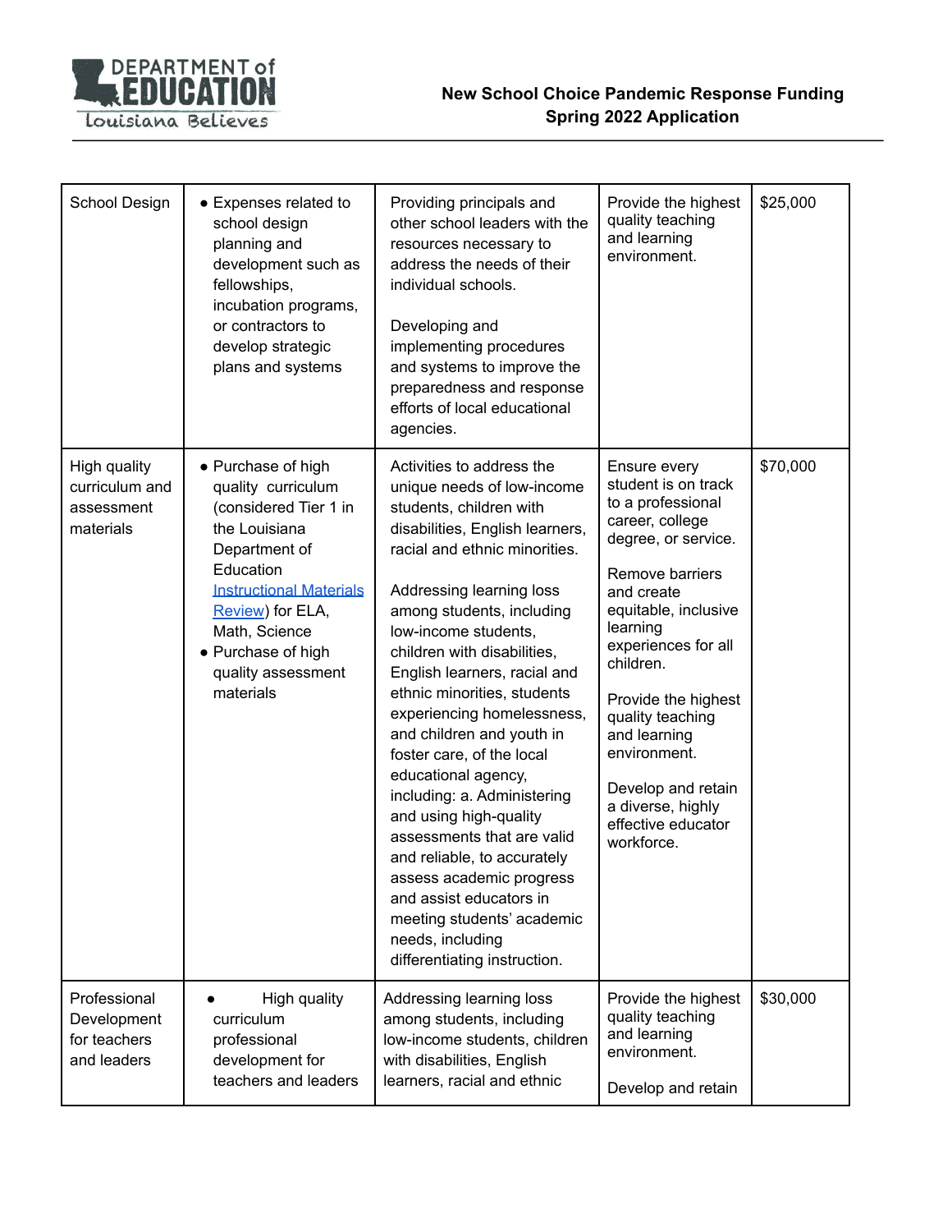| | | | | |
|---|---|---|---|---|
| School Design | • Expenses related to school design planning and development such as fellowships, incubation programs, or contractors to develop strategic plans and systems | Providing principals and other school leaders with the resources necessary to address the needs of their individual schools.<br><br>Developing and implementing procedures and systems to improve the preparedness and response efforts of local educational agencies. | Provide the highest quality teaching and learning environment. | $25,000 |
| High quality curriculum and assessment materials | • Purchase of high quality curriculum (considered Tier 1 in the Louisiana Department of Education [Instructional Materials Review]) for ELA, Math, Science<br>• Purchase of high quality assessment materials | Activities to address the unique needs of low-income students, children with disabilities, English learners, racial and ethnic minorities.<br><br>Addressing learning loss among students, including low-income students, children with disabilities, English learners, racial and ethnic minorities, students experiencing homelessness, and children and youth in foster care, of the local educational agency, including: a. Administering and using high-quality assessments that are valid and reliable, to accurately assess academic progress and assist educators in meeting students' academic needs, including differentiating instruction. | Ensure every student is on track to a professional career, college degree, or service.<br><br>Remove barriers and create equitable, inclusive learning experiences for all children.<br><br>Provide the highest quality teaching and learning environment.<br><br>Develop and retain a diverse, highly effective educator workforce. | $70,000 |
| Professional Development for teachers and leaders | • High quality curriculum professional development for teachers and leaders | Addressing learning loss among students, including low-income students, children with disabilities, English learners, racial and ethnic | Provide the highest quality teaching and learning environment.<br><br>Develop and retain | $30,000 |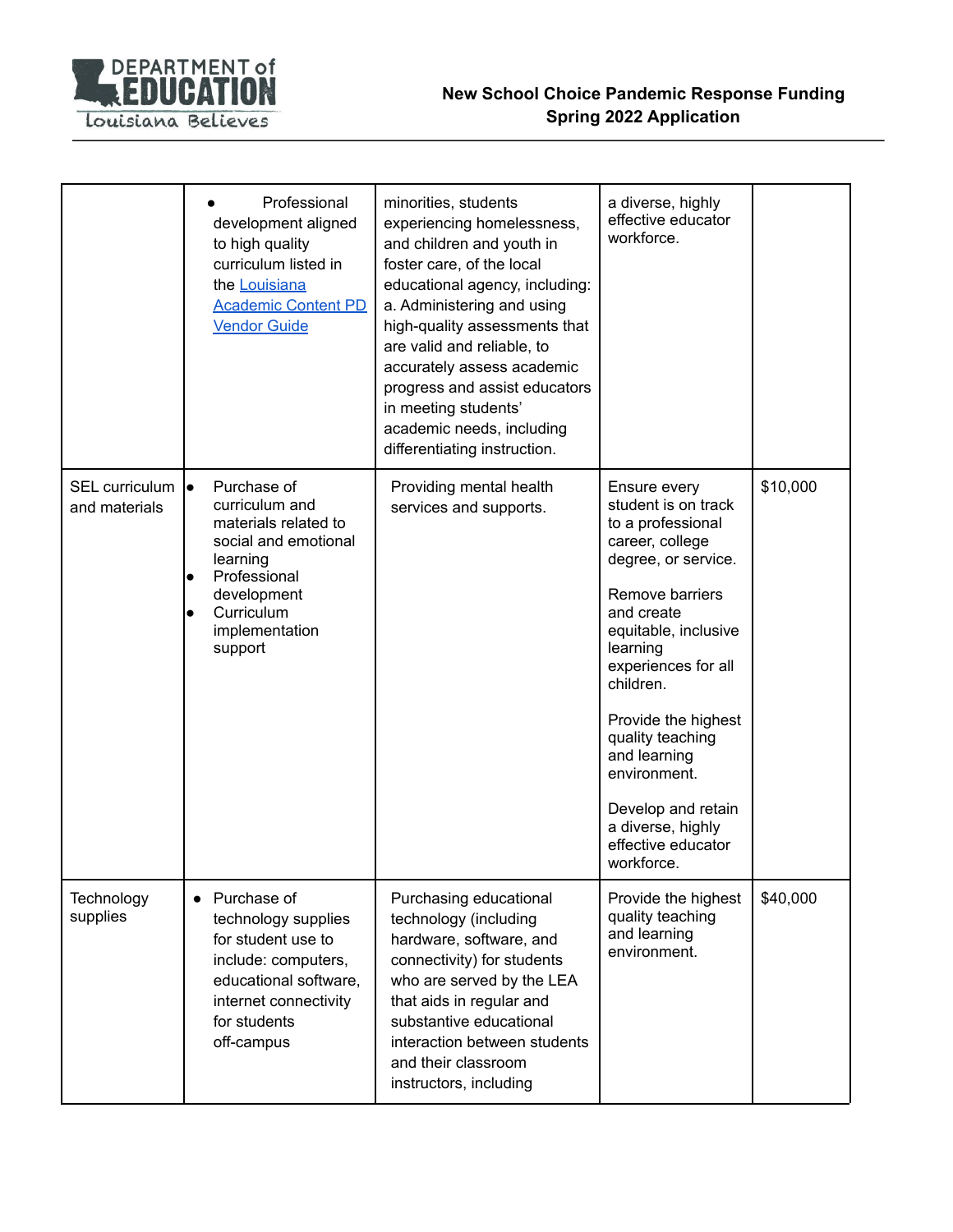| | | | | |
|---|---|---|---|---|
| | • Professional development aligned to high quality curriculum listed in the [Louisiana Academic Content PD Vendor Guide]() | minorities, students experiencing homelessness, and children and youth in foster care, of the local educational agency, including: a. Administering and using high-quality assessments that are valid and reliable, to accurately assess academic progress and assist educators in meeting students' academic needs, including differentiating instruction. | a diverse, highly effective educator workforce. | |
| SEL curriculum and materials | • Purchase of curriculum and materials related to social and emotional learning<br>• Professional development<br>• Curriculum implementation support | Providing mental health services and supports. | Ensure every student is on track to a professional career, college degree, or service.<br><br>Remove barriers and create equitable, inclusive learning experiences for all children.<br><br>Provide the highest quality teaching and learning environment.<br><br>Develop and retain a diverse, highly effective educator workforce. | $10,000 |
| Technology supplies | • Purchase of technology supplies for student use to include: computers, educational software, internet connectivity for students off-campus | Purchasing educational technology (including hardware, software, and connectivity) for students who are served by the LEA that aids in regular and substantive educational interaction between students and their classroom instructors, including | Provide the highest quality teaching and learning environment. | $40,000 |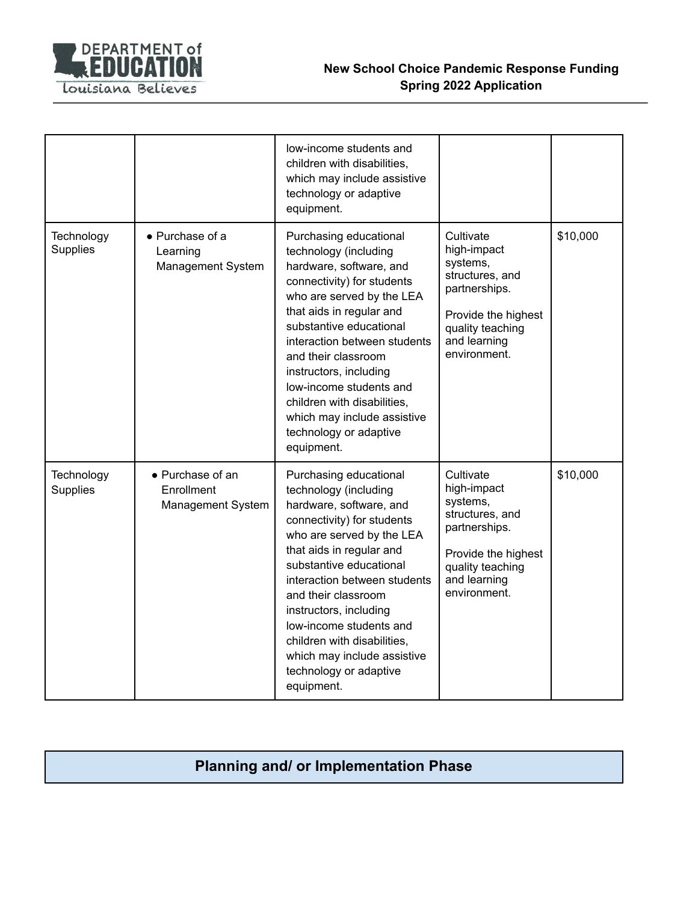| | | | | |
|---|---|---|---|---|
| | | low-income students and children with disabilities, which may include assistive technology or adaptive equipment. | | |
| Technology Supplies | • Purchase of a Learning Management System | Purchasing educational technology (including hardware, software, and connectivity) for students who are served by the LEA that aids in regular and substantive educational interaction between students and their classroom instructors, including low-income students and children with disabilities, which may include assistive technology or adaptive equipment. | Cultivate high-impact systems, structures, and partnerships.<br><br>Provide the highest quality teaching and learning environment. | $10,000 |
| Technology Supplies | • Purchase of an Enrollment Management System | Purchasing educational technology (including hardware, software, and connectivity) for students who are served by the LEA that aids in regular and substantive educational interaction between students and their classroom instructors, including low-income students and children with disabilities, which may include assistive technology or adaptive equipment. | Cultivate high-impact systems, structures, and partnerships.<br><br>Provide the highest quality teaching and learning environment. | $10,000 |

## Planning and/ or Implementation Phase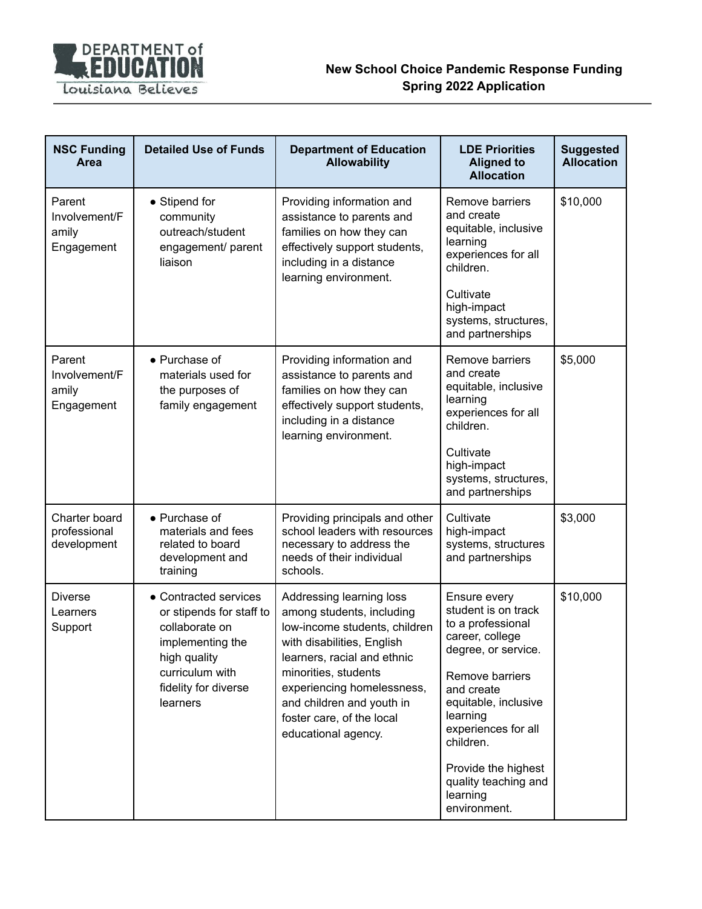| NSC Funding Area | Detailed Use of Funds | Department of Education Allowability | LDE Priorities Aligned to Allocation | Suggested Allocation |
|---|---|---|---|---|
| Parent Involvement/Family Engagement | • Stipend for community outreach/student engagement/ parent liaison | Providing information and assistance to parents and families on how they can effectively support students, including in a distance learning environment. | Remove barriers and create equitable, inclusive learning experiences for all children.<br><br>Cultivate high-impact systems, structures, and partnerships | $10,000 |
| Parent Involvement/Family Engagement | • Purchase of materials used for the purposes of family engagement | Providing information and assistance to parents and families on how they can effectively support students, including in a distance learning environment. | Remove barriers and create equitable, inclusive learning experiences for all children.<br><br>Cultivate high-impact systems, structures, and partnerships | $5,000 |
| Charter board professional development | • Purchase of materials and fees related to board development and training | Providing principals and other school leaders with resources necessary to address the needs of their individual schools. | Cultivate high-impact systems, structures and partnerships | $3,000 |
| Diverse Learners Support | • Contracted services or stipends for staff to collaborate on implementing the high quality curriculum with fidelity for diverse learners | Addressing learning loss among students, including low-income students, children with disabilities, English learners, racial and ethnic minorities, students experiencing homelessness, and children and youth in foster care, of the local educational agency. | Ensure every student is on track to a professional career, college degree, or service.<br><br>Remove barriers and create equitable, inclusive learning experiences for all children.<br><br>Provide the highest quality teaching and learning environment. | $10,000 |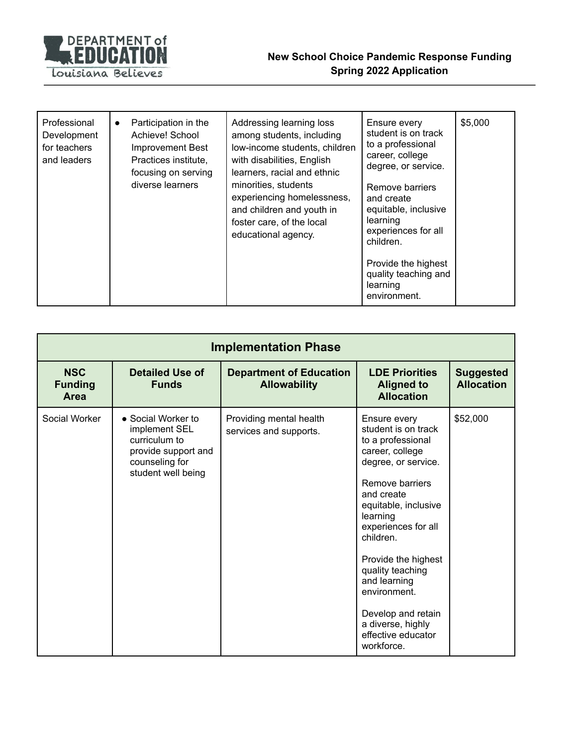| | | | | |
|---|---|---|---|---|
| Professional Development for teachers and leaders | • Participation in the Achieve! School Improvement Best Practices institute, focusing on serving diverse learners | Addressing learning loss among students, including low-income students, children with disabilities, English learners, racial and ethnic minorities, students experiencing homelessness, and children and youth in foster care, of the local educational agency. | Ensure every student is on track to a professional career, college degree, or service.<br><br>Remove barriers and create equitable, inclusive learning experiences for all children.<br><br>Provide the highest quality teaching and learning environment. | $5,000 |

| Implementation Phase | | | | |
|---|---|---|---|---|
| **NSC Funding Area** | **Detailed Use of Funds** | **Department of Education Allowability** | **LDE Priorities Aligned to Allocation** | **Suggested Allocation** |
| Social Worker | • Social Worker to implement SEL curriculum to provide support and counseling for student well being | Providing mental health services and supports. | Ensure every student is on track to a professional career, college degree, or service.<br><br>Remove barriers and create equitable, inclusive learning experiences for all children.<br><br>Provide the highest quality teaching and learning environment.<br><br>Develop and retain a diverse, highly effective educator workforce. | $52,000 |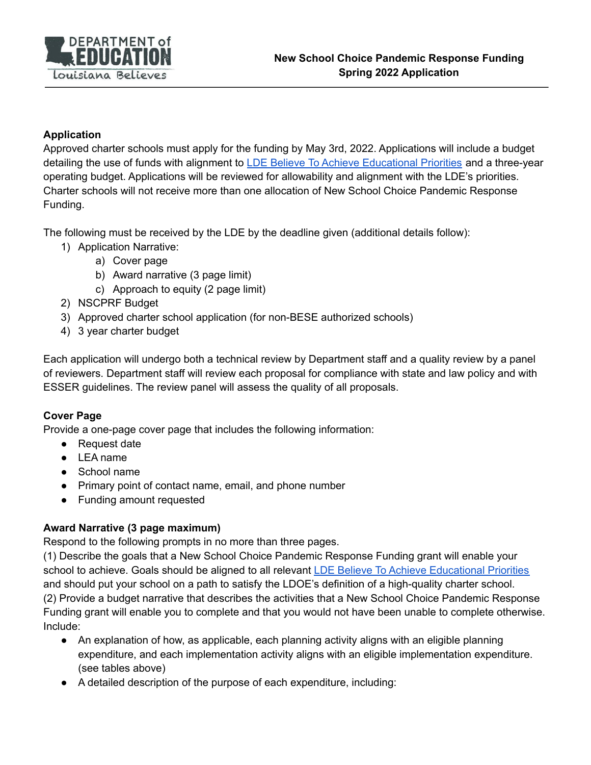**Application**

Approved charter schools must apply for the funding by May 3rd, 2022. Applications will include a budget detailing the use of funds with alignment to [LDE Believe To Achieve Educational Priorities](#) and a three-year operating budget. Applications will be reviewed for allowability and alignment with the LDE's priorities. Charter schools will not receive more than one allocation of New School Choice Pandemic Response Funding.

The following must be received by the LDE by the deadline given (additional details follow):

1) Application Narrative:
   a) Cover page
   b) Award narrative (3 page limit)
   c) Approach to equity (2 page limit)
2) NSCPRF Budget
3) Approved charter school application (for non-BESE authorized schools)
4) 3 year charter budget

Each application will undergo both a technical review by Department staff and a quality review by a panel of reviewers. Department staff will review each proposal for compliance with state and law policy and with ESSER guidelines. The review panel will assess the quality of all proposals.

**Cover Page**

Provide a one-page cover page that includes the following information:

- Request date
- LEA name
- School name
- Primary point of contact name, email, and phone number
- Funding amount requested

**Award Narrative (3 page maximum)**

Respond to the following prompts in no more than three pages.

(1) Describe the goals that a New School Choice Pandemic Response Funding grant will enable your school to achieve. Goals should be aligned to all relevant [LDE Believe To Achieve Educational Priorities](#) and should put your school on a path to satisfy the LDOE's definition of a high-quality charter school.

(2) Provide a budget narrative that describes the activities that a New School Choice Pandemic Response Funding grant will enable you to complete and that you would not have been unable to complete otherwise. Include:

- An explanation of how, as applicable, each planning activity aligns with an eligible planning expenditure, and each implementation activity aligns with an eligible implementation expenditure. (see tables above)
- A detailed description of the purpose of each expenditure, including: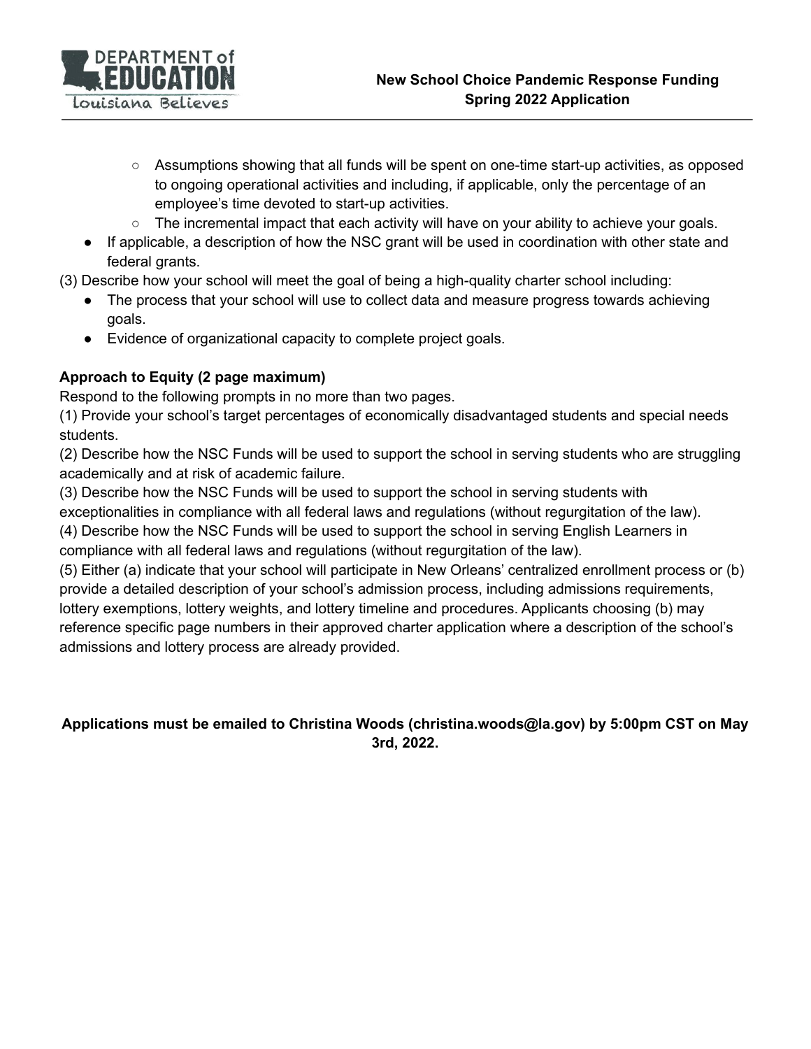- Assumptions showing that all funds will be spent on one-time start-up activities, as opposed to ongoing operational activities and including, if applicable, only the percentage of an employee's time devoted to start-up activities.
    - The incremental impact that each activity will have on your ability to achieve your goals.
- If applicable, a description of how the NSC grant will be used in coordination with other state and federal grants.

(3) Describe how your school will meet the goal of being a high-quality charter school including:

- The process that your school will use to collect data and measure progress towards achieving goals.
- Evidence of organizational capacity to complete project goals.

**Approach to Equity (2 page maximum)**

Respond to the following prompts in no more than two pages.

(1) Provide your school's target percentages of economically disadvantaged students and special needs students.

(2) Describe how the NSC Funds will be used to support the school in serving students who are struggling academically and at risk of academic failure.

(3) Describe how the NSC Funds will be used to support the school in serving students with exceptionalities in compliance with all federal laws and regulations (without regurgitation of the law).

(4) Describe how the NSC Funds will be used to support the school in serving English Learners in compliance with all federal laws and regulations (without regurgitation of the law).

(5) Either (a) indicate that your school will participate in New Orleans' centralized enrollment process or (b) provide a detailed description of your school's admission process, including admissions requirements, lottery exemptions, lottery weights, and lottery timeline and procedures. Applicants choosing (b) may reference specific page numbers in their approved charter application where a description of the school's admissions and lottery process are already provided.

**Applications must be emailed to Christina Woods (christina.woods@la.gov) by 5:00pm CST on May 3rd, 2022.**